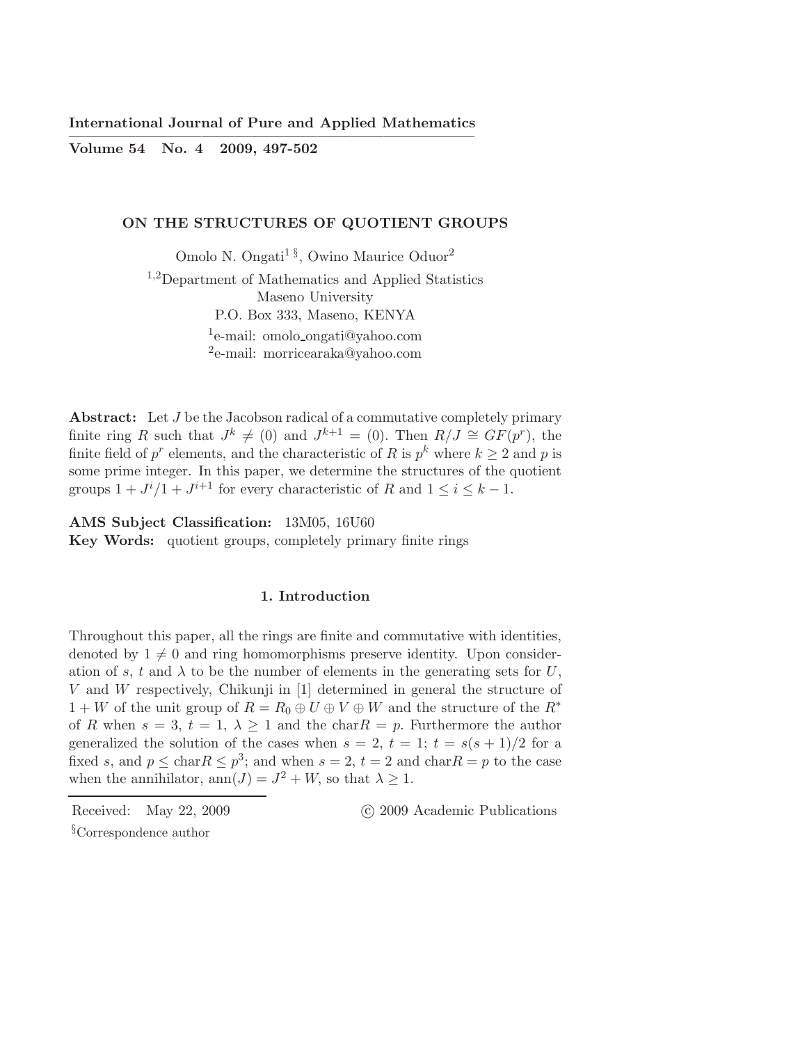**International Journal of Pure and Applied Mathematics**

**Volume 54 No. 4 2009, 497-502**

# ON THE STRUCTURES OF QUOTIENT GROUPS

Omolo N. Ongati[1 §], Owino Maurice Oduor[2]

[1,2]Department of Mathematics and Applied Statistics
Maseno University
P.O. Box 333, Maseno, KENYA
[1]e-mail: omolo_ongati@yahoo.com
[2]e-mail: morricearaka@yahoo.com

**Abstract:** Let $J$ be the Jacobson radical of a commutative completely primary finite ring $R$ such that $J^k \neq (0)$ and $J^{k+1} = (0)$. Then $R/J \cong GF(p^r)$, the finite field of $p^r$ elements, and the characteristic of $R$ is $p^k$ where $k \geq 2$ and $p$ is some prime integer. In this paper, we determine the structures of the quotient groups $1 + J^i/1 + J^{i+1}$ for every characteristic of $R$ and $1 \leq i \leq k-1$.

**AMS Subject Classification:** 13M05, 16U60

**Key Words:** quotient groups, completely primary finite rings

## 1. Introduction

Throughout this paper, all the rings are finite and commutative with identities, denoted by $1 \neq 0$ and ring homomorphisms preserve identity. Upon consideration of $s$, $t$ and $\lambda$ to be the number of elements in the generating sets for $U$, $V$ and $W$ respectively, Chikunji in [1] determined in general the structure of $1 + W$ of the unit group of $R = R_0 \oplus U \oplus V \oplus W$ and the structure of the $R^*$ of $R$ when $s = 3$, $t = 1$, $\lambda \geq 1$ and the char$R = p$. Furthermore the author generalized the solution of the cases when $s = 2$, $t = 1$; $t = s(s+1)/2$ for a fixed $s$, and $p \leq \text{char}R \leq p^3$; and when $s = 2$, $t = 2$ and char$R = p$ to the case when the annihilator, $\text{ann}(J) = J^2 + W$, so that $\lambda \geq 1$.

Received: May 22, 2009 © 2009 Academic Publications

[§]Correspondence author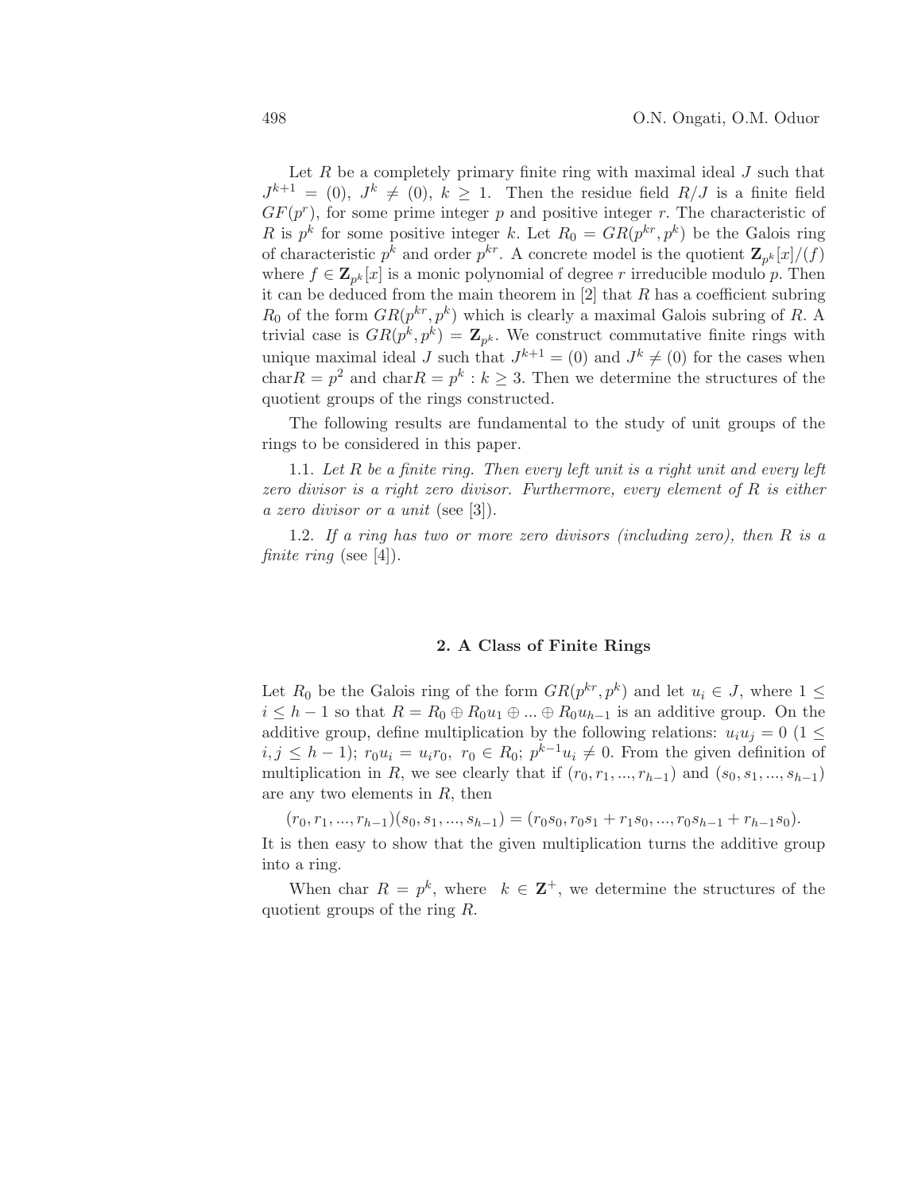Let $R$ be a completely primary finite ring with maximal ideal $J$ such that $J^{k+1} = (0)$, $J^k \neq (0)$, $k \geq 1$. Then the residue field $R/J$ is a finite field $GF(p^r)$, for some prime integer $p$ and positive integer $r$. The characteristic of $R$ is $p^k$ for some positive integer $k$. Let $R_0 = GR(p^{kr}, p^k)$ be the Galois ring of characteristic $p^k$ and order $p^{kr}$. A concrete model is the quotient $\mathbf{Z}_{p^k}[x]/(f)$ where $f \in \mathbf{Z}_{p^k}[x]$ is a monic polynomial of degree $r$ irreducible modulo $p$. Then it can be deduced from the main theorem in [2] that $R$ has a coefficient subring $R_0$ of the form $GR(p^{kr}, p^k)$ which is clearly a maximal Galois subring of $R$. A trivial case is $GR(p^k, p^k) = \mathbf{Z}_{p^k}$. We construct commutative finite rings with unique maximal ideal $J$ such that $J^{k+1} = (0)$ and $J^k \neq (0)$ for the cases when $\text{char}R = p^2$ and $\text{char}R = p^k : k \geq 3$. Then we determine the structures of the quotient groups of the rings constructed.

The following results are fundamental to the study of unit groups of the rings to be considered in this paper.

1.1. *Let $R$ be a finite ring. Then every left unit is a right unit and every left zero divisor is a right zero divisor. Furthermore, every element of $R$ is either a zero divisor or a unit* (see [3]).

1.2. *If a ring has two or more zero divisors (including zero), then $R$ is a finite ring* (see [4]).

## 2. A Class of Finite Rings

Let $R_0$ be the Galois ring of the form $GR(p^{kr}, p^k)$ and let $u_i \in J$, where $1 \leq i \leq h-1$ so that $R = R_0 \oplus R_0 u_1 \oplus ... \oplus R_0 u_{h-1}$ is an additive group. On the additive group, define multiplication by the following relations: $u_i u_j = 0$ $(1 \leq i, j \leq h-1)$; $r_0 u_i = u_i r_0$, $r_0 \in R_0$; $p^{k-1} u_i \neq 0$. From the given definition of multiplication in $R$, we see clearly that if $(r_0, r_1, ..., r_{h-1})$ and $(s_0, s_1, ..., s_{h-1})$ are any two elements in $R$, then

$$(r_0, r_1, ..., r_{h-1})(s_0, s_1, ..., s_{h-1}) = (r_0 s_0, r_0 s_1 + r_1 s_0, ..., r_0 s_{h-1} + r_{h-1} s_0).$$

It is then easy to show that the given multiplication turns the additive group into a ring.

When char $R = p^k$, where $k \in \mathbf{Z}^+$, we determine the structures of the quotient groups of the ring $R$.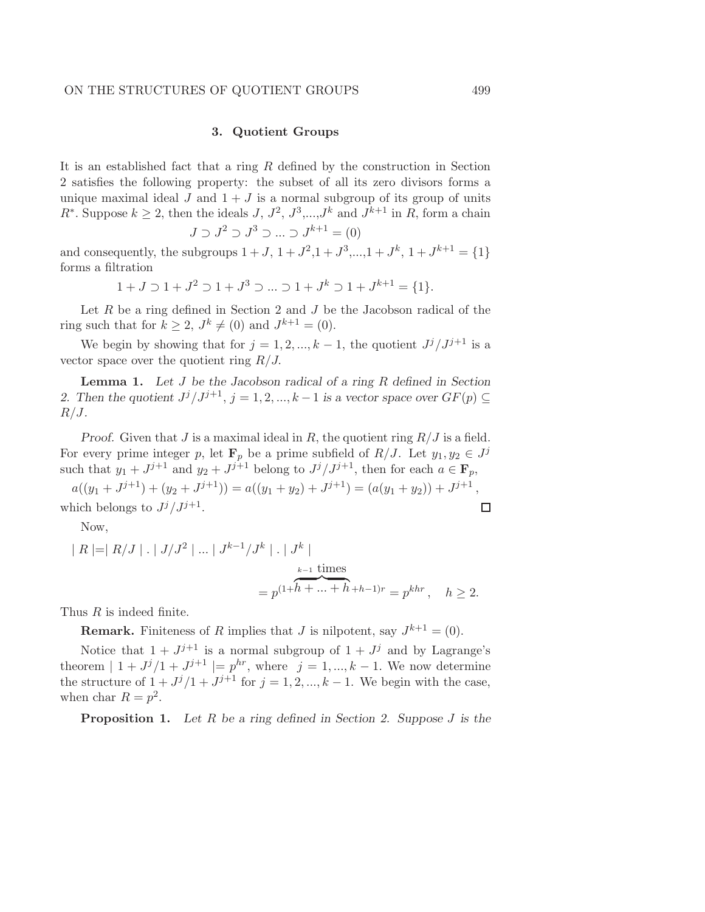## 3. Quotient Groups

It is an established fact that a ring $R$ defined by the construction in Section 2 satisfies the following property: the subset of all its zero divisors forms a unique maximal ideal $J$ and $1+J$ is a normal subgroup of its group of units $R^*$. Suppose $k \geq 2$, then the ideals $J$, $J^2$, $J^3$,...,$J^k$ and $J^{k+1}$ in $R$, form a chain

$$J \supset J^2 \supset J^3 \supset ... \supset J^{k+1} = (0)$$

and consequently, the subgroups $1+J$, $1+J^2$,$1+J^3$,...,$1+J^k$, $1+J^{k+1} = \{1\}$ forms a filtration

$$1+J \supset 1+J^2 \supset 1+J^3 \supset ... \supset 1+J^k \supset 1+J^{k+1} = \{1\}.$$

Let $R$ be a ring defined in Section 2 and $J$ be the Jacobson radical of the ring such that for $k \geq 2$, $J^k \neq (0)$ and $J^{k+1} = (0)$.

We begin by showing that for $j = 1, 2, ..., k-1$, the quotient $J^j/J^{j+1}$ is a vector space over the quotient ring $R/J$.

**Lemma 1.** *Let $J$ be the Jacobson radical of a ring $R$ defined in Section 2. Then the quotient $J^j/J^{j+1}$, $j = 1, 2, ..., k-1$ is a vector space over $GF(p) \subseteq R/J$.*

*Proof.* Given that $J$ is a maximal ideal in $R$, the quotient ring $R/J$ is a field. For every prime integer $p$, let $\mathbf{F}_p$ be a prime subfield of $R/J$. Let $y_1, y_2 \in J^j$ such that $y_1 + J^{j+1}$ and $y_2 + J^{j+1}$ belong to $J^j/J^{j+1}$, then for each $a \in \mathbf{F}_p$,

$$a((y_1 + J^{j+1}) + (y_2 + J^{j+1})) = a((y_1 + y_2) + J^{j+1}) = (a(y_1 + y_2)) + J^{j+1},$$

which belongs to $J^j/J^{j+1}$. □

Now,

$$\begin{aligned} | R | &= | R/J | . | J/J^2 | ... | J^{k-1}/J^k | . | J^k | \\ &= p^{(1+\overbrace{h + ... + h}^{k-1 \text{ times}} + h - 1)r} = p^{khr}, \quad h \geq 2. \end{aligned}$$

Thus $R$ is indeed finite.

**Remark.** Finiteness of $R$ implies that $J$ is nilpotent, say $J^{k+1} = (0)$.

Notice that $1 + J^{j+1}$ is a normal subgroup of $1 + J^j$ and by Lagrange's theorem $| 1 + J^j/1 + J^{j+1} | = p^{hr}$, where $j = 1, ..., k-1$. We now determine the structure of $1 + J^j/1 + J^{j+1}$ for $j = 1, 2, ..., k-1$. We begin with the case, when char $R = p^2$.

**Proposition 1.** *Let $R$ be a ring defined in Section 2. Suppose $J$ is the*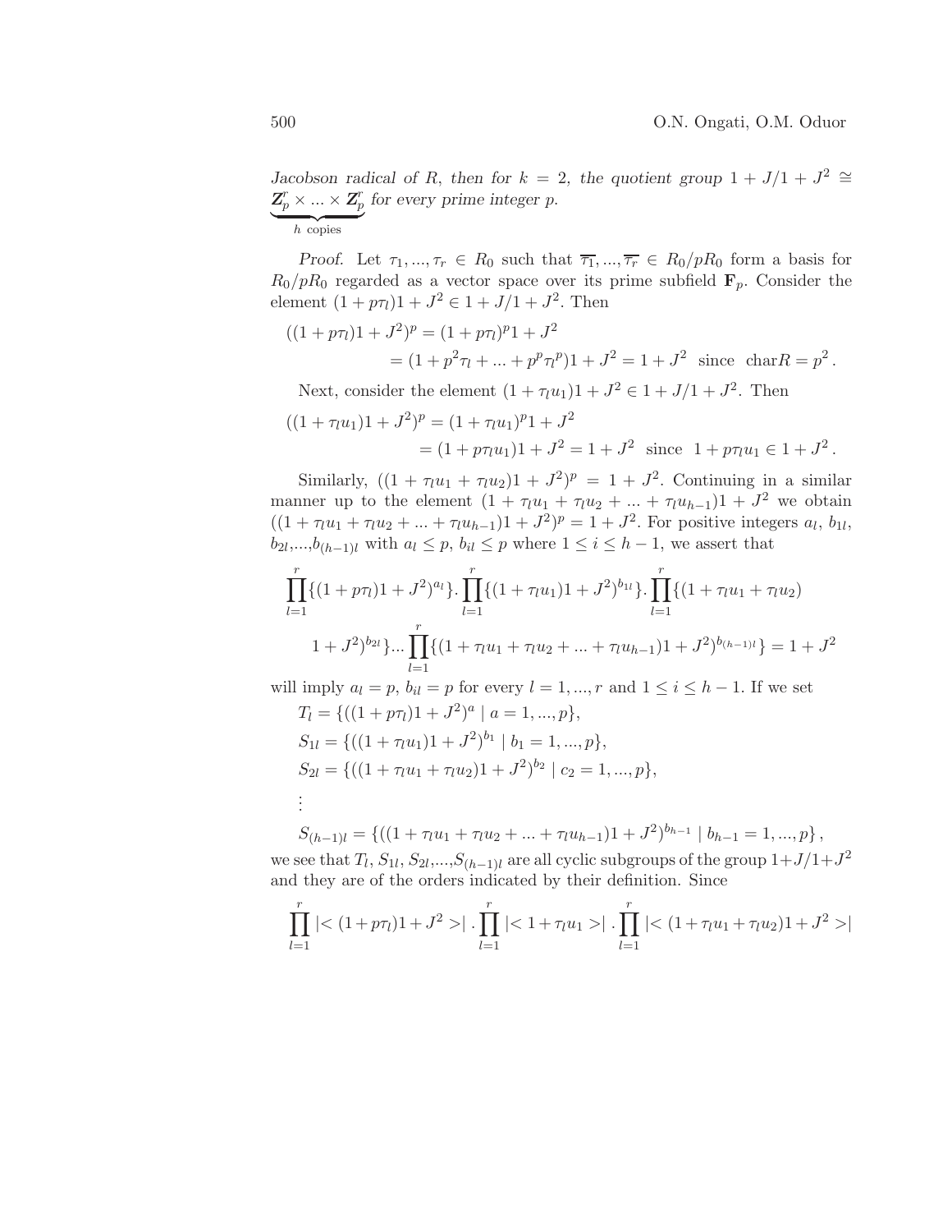*Jacobson radical of R, then for $k = 2$, the quotient group $1 + J/1 + J^2 \cong \underbrace{\mathbf{Z}_p^r \times ... \times \mathbf{Z}_p^r}_{h \text{ copies}}$ for every prime integer p.*

*Proof.* Let $\tau_1, ..., \tau_r \in R_0$ such that $\overline{\tau_1}, ..., \overline{\tau_r} \in R_0/pR_0$ form a basis for $R_0/pR_0$ regarded as a vector space over its prime subfield $\mathbf{F}_p$. Consider the element $(1 + p\tau_l)1 + J^2 \in 1 + J/1 + J^2$. Then

$$
\begin{aligned}
((1 + p\tau_l)1 + J^2)^p &= (1 + p\tau_l)^p 1 + J^2 \\
&= (1 + p^2\tau_l + ... + p^p{\tau_l}^p)1 + J^2 = 1 + J^2 \text{ since } \operatorname{char} R = p^2 .
\end{aligned}
$$

Next, consider the element $(1 + \tau_l u_1)1 + J^2 \in 1 + J/1 + J^2$. Then

$$
\begin{aligned}
((1 + \tau_l u_1)1 + J^2)^p &= (1 + \tau_l u_1)^p 1 + J^2 \\
&= (1 + p\tau_l u_1)1 + J^2 = 1 + J^2 \text{ since } 1 + p\tau_l u_1 \in 1 + J^2 .
\end{aligned}
$$

Similarly, $((1 + \tau_l u_1 + \tau_l u_2)1 + J^2)^p = 1 + J^2$. Continuing in a similar manner up to the element $(1 + \tau_l u_1 + \tau_l u_2 + ... + \tau_l u_{h-1})1 + J^2$ we obtain $((1 + \tau_l u_1 + \tau_l u_2 + ... + \tau_l u_{h-1})1 + J^2)^p = 1 + J^2$. For positive integers $a_l$, $b_{1l}$, $b_{2l}$,...,$b_{(h-1)l}$ with $a_l \leq p$, $b_{il} \leq p$ where $1 \leq i \leq h - 1$, we assert that

$$
\begin{aligned}
&\prod_{l=1}^{r}\{((1 + p\tau_l)1 + J^2)^{a_l}\}.\prod_{l=1}^{r}\{((1 + \tau_l u_1)1 + J^2)^{b_{1l}}\}.\prod_{l=1}^{r}\{(1 + \tau_l u_1 + \tau_l u_2) \\
&\quad 1 + J^2)^{b_{2l}}\}...\prod_{l=1}^{r}\{(1 + \tau_l u_1 + \tau_l u_2 + ... + \tau_l u_{h-1})1 + J^2)^{b_{(h-1)l}}\} = 1 + J^2
\end{aligned}
$$

will imply $a_l = p$, $b_{il} = p$ for every $l = 1, ..., r$ and $1 \leq i \leq h - 1$. If we set

$$
\begin{aligned}
&T_l = \{((1 + p\tau_l)1 + J^2)^a \mid a = 1, ..., p\}, \\
&S_{1l} = \{((1 + \tau_l u_1)1 + J^2)^{b_1} \mid b_1 = 1, ..., p\}, \\
&S_{2l} = \{((1 + \tau_l u_1 + \tau_l u_2)1 + J^2)^{b_2} \mid c_2 = 1, ..., p\}, \\
&\vdots \\
&S_{(h-1)l} = \{((1 + \tau_l u_1 + \tau_l u_2 + ... + \tau_l u_{h-1})1 + J^2)^{b_{h-1}} \mid b_{h-1} = 1, ..., p\} ,
\end{aligned}
$$

we see that $T_l$, $S_{1l}$, $S_{2l}$,...,$S_{(h-1)l}$ are all cyclic subgroups of the group $1 + J/1 + J^2$ and they are of the orders indicated by their definition. Since

$$
\prod_{l=1}^{r} |< (1 + p\tau_l)1 + J^2 >| \, . \prod_{l=1}^{r} |< 1 + \tau_l u_1 >| \, . \prod_{l=1}^{r} |< (1 + \tau_l u_1 + \tau_l u_2)1 + J^2 >|
$$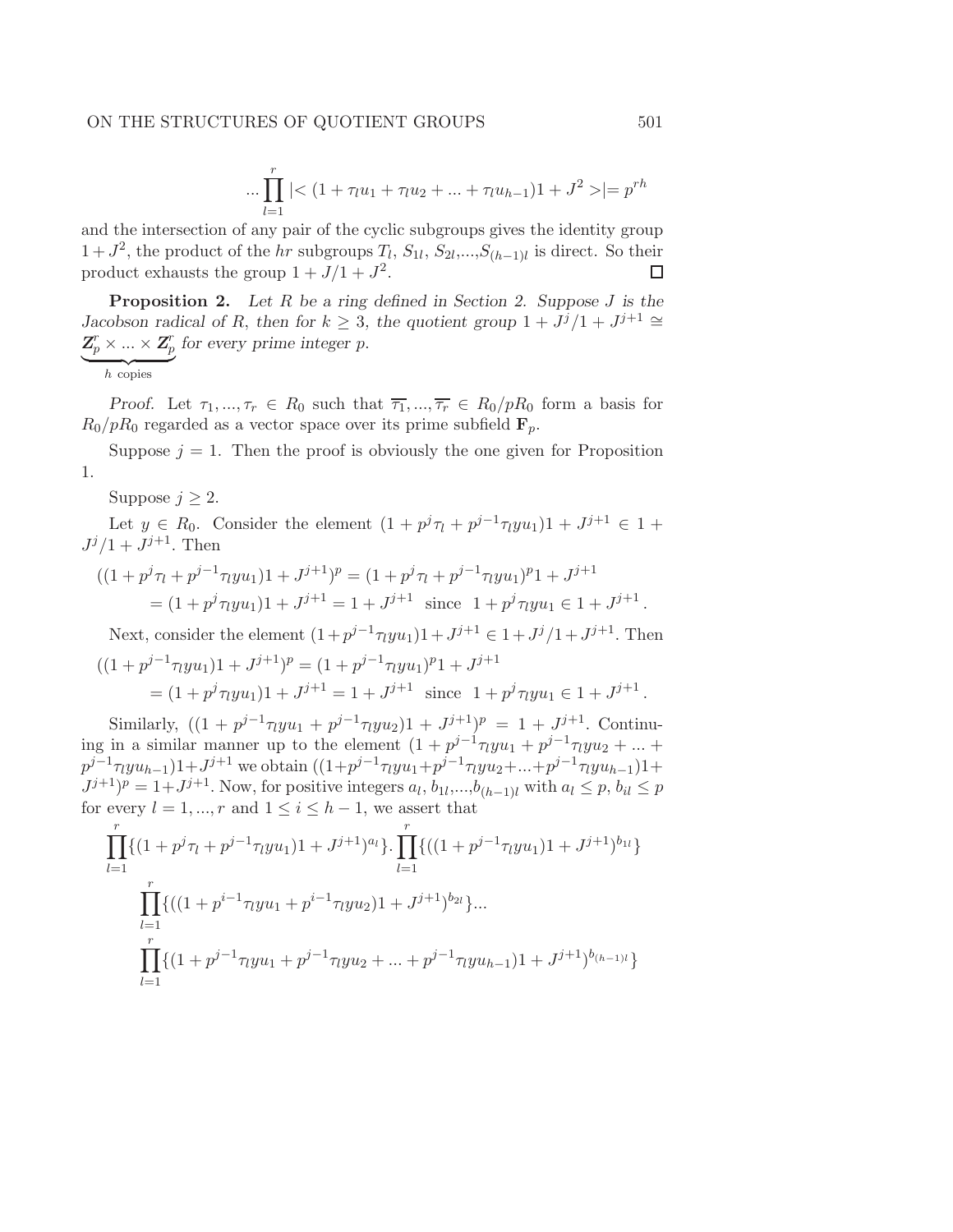$$...\prod_{l=1}^{r} |< (1 + \tau_l u_1 + \tau_l u_2 + ... + \tau_l u_{h-1})1 + J^2 >| = p^{rh}$$

and the intersection of any pair of the cyclic subgroups gives the identity group $1 + J^2$, the product of the $hr$ subgroups $T_l$, $S_{1l}$, $S_{2l}$,...,$S_{(h-1)l}$ is direct. So their product exhausts the group $1 + J/1 + J^2$. □

**Proposition 2.** *Let $R$ be a ring defined in Section 2. Suppose $J$ is the Jacobson radical of $R$, then for $k \geq 3$, the quotient group $1 + J^j/1 + J^{j+1} \cong \underbrace{\mathbf{Z}_p^r \times ... \times \mathbf{Z}_p^r}_{h \text{ copies}}$ for every prime integer $p$.*

*Proof.* Let $\tau_1, ..., \tau_r \in R_0$ such that $\overline{\tau_1}, ..., \overline{\tau_r} \in R_0/pR_0$ form a basis for $R_0/pR_0$ regarded as a vector space over its prime subfield $\mathbf{F}_p$.

Suppose $j = 1$. Then the proof is obviously the one given for Proposition 1.

Suppose $j \geq 2$.

Let $y \in R_0$. Consider the element $(1 + p^j\tau_l + p^{j-1}\tau_l y u_1)1 + J^{j+1} \in 1 + J^j/1 + J^{j+1}$. Then

$$\begin{aligned}((1 + p^j\tau_l + p^{j-1}\tau_l y u_1)1 + J^{j+1})^p &= (1 + p^j\tau_l + p^{j-1}\tau_l y u_1)^p 1 + J^{j+1} \\ &= (1 + p^j\tau_l y u_1)1 + J^{j+1} = 1 + J^{j+1} \text{ since } 1 + p^j\tau_l y u_1 \in 1 + J^{j+1}.\end{aligned}$$

Next, consider the element $(1 + p^{j-1}\tau_l y u_1)1 + J^{j+1} \in 1 + J^j/1 + J^{j+1}$. Then

$$\begin{aligned}((1 + p^{j-1}\tau_l y u_1)1 + J^{j+1})^p &= (1 + p^{j-1}\tau_l y u_1)^p 1 + J^{j+1} \\ &= (1 + p^j\tau_l y u_1)1 + J^{j+1} = 1 + J^{j+1} \text{ since } 1 + p^j\tau_l y u_1 \in 1 + J^{j+1}.\end{aligned}$$

Similarly, $((1 + p^{j-1}\tau_l y u_1 + p^{j-1}\tau_l y u_2)1 + J^{j+1})^p = 1 + J^{j+1}$. Continuing in a similar manner up to the element $(1 + p^{j-1}\tau_l y u_1 + p^{j-1}\tau_l y u_2 + ... + p^{j-1}\tau_l y u_{h-1})1 + J^{j+1}$ we obtain $((1 + p^{j-1}\tau_l y u_1 + p^{j-1}\tau_l y u_2 + ... + p^{j-1}\tau_l y u_{h-1})1 + J^{j+1})^p = 1 + J^{j+1}$. Now, for positive integers $a_l$, $b_{1l}$,...,$b_{(h-1)l}$ with $a_l \leq p$, $b_{il} \leq p$ for every $l = 1, ..., r$ and $1 \leq i \leq h-1$, we assert that

$$\begin{aligned}&\prod_{l=1}^{r}\{(1 + p^j\tau_l + p^{j-1}\tau_l y u_1)1 + J^{j+1})^{a_l}\}.\prod_{l=1}^{r}\{((1 + p^{j-1}\tau_l y u_1)1 + J^{j+1})^{b_{1l}}\} \\ &\quad\prod_{l=1}^{r}\{((1 + p^{i-1}\tau_l y u_1 + p^{i-1}\tau_l y u_2)1 + J^{j+1})^{b_{2l}}\}... \\ &\quad\prod_{l=1}^{r}\{(1 + p^{j-1}\tau_l y u_1 + p^{j-1}\tau_l y u_2 + ... + p^{j-1}\tau_l y u_{h-1})1 + J^{j+1})^{b_{(h-1)l}}\}\end{aligned}$$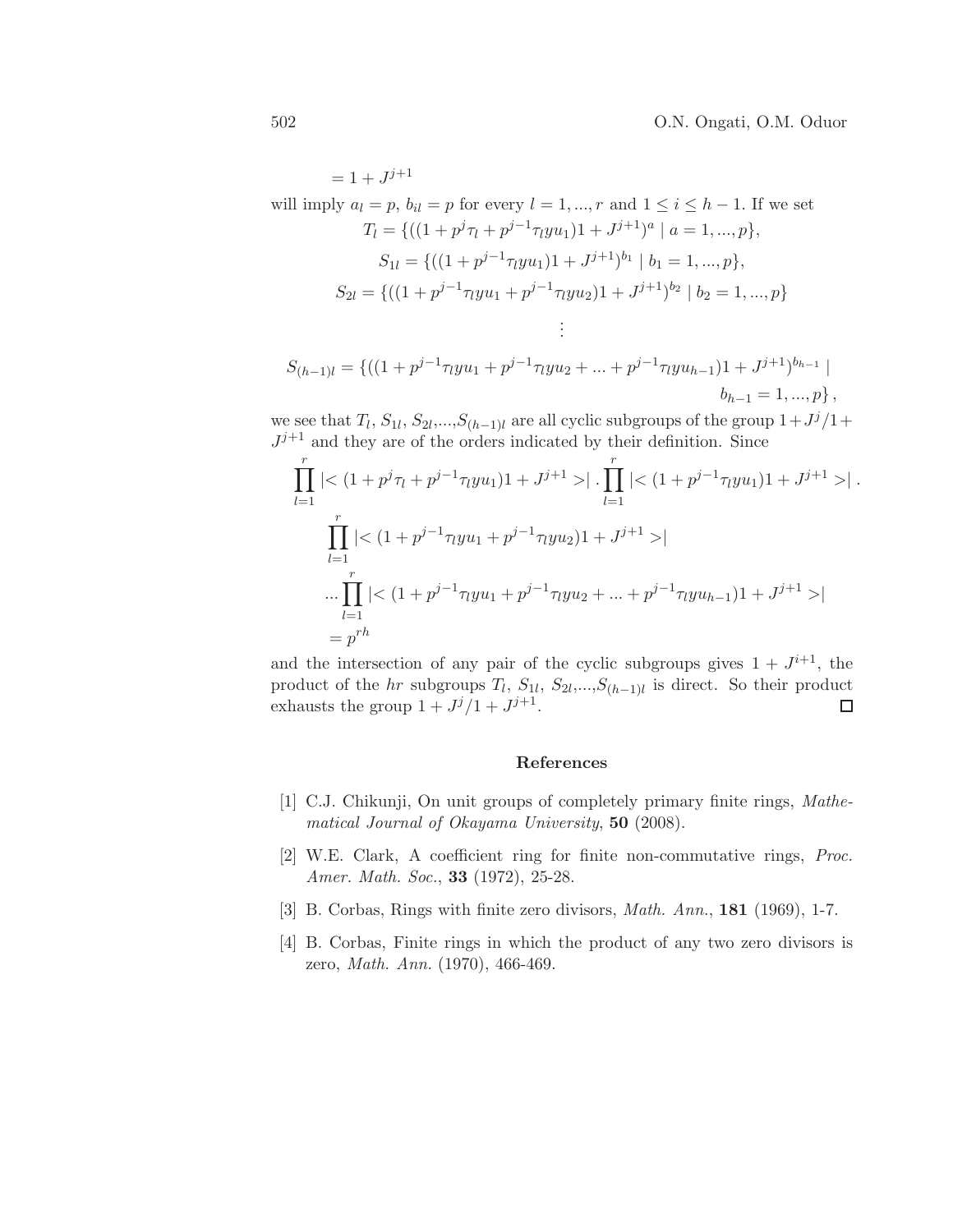$$= 1 + J^{j+1}$$

will imply $a_l = p$, $b_{il} = p$ for every $l = 1, ..., r$ and $1 \leq i \leq h-1$. If we set

$$T_l = \{((1 + p^j\tau_l + p^{j-1}\tau_l yu_1)1 + J^{j+1})^a \mid a = 1, ..., p\},$$

$$S_{1l} = \{((1 + p^{j-1}\tau_l yu_1)1 + J^{j+1})^{b_1} \mid b_1 = 1, ..., p\},$$

$$S_{2l} = \{((1 + p^{j-1}\tau_l yu_1 + p^{j-1}\tau_l yu_2)1 + J^{j+1})^{b_2} \mid b_2 = 1, ..., p\}$$

$$\vdots$$

$$S_{(h-1)l} = \{((1 + p^{j-1}\tau_l yu_1 + p^{j-1}\tau_l yu_2 + ... + p^{j-1}\tau_l yu_{h-1})1 + J^{j+1})^{b_{h-1}} \mid b_{h-1} = 1, ..., p\},$$

we see that $T_l$, $S_{1l}$, $S_{2l}$,...,$S_{(h-1)l}$ are all cyclic subgroups of the group $1+J^j/1+J^{j+1}$ and they are of the orders indicated by their definition. Since

$$\prod_{l=1}^{r} |< (1 + p^j\tau_l + p^{j-1}\tau_l yu_1)1 + J^{j+1} >| \, . \prod_{l=1}^{r} |< (1 + p^{j-1}\tau_l yu_1)1 + J^{j+1} >| \, .$$

$$\prod_{l=1}^{r} |< (1 + p^{j-1}\tau_l yu_1 + p^{j-1}\tau_l yu_2)1 + J^{j+1} >|$$

$$... \prod_{l=1}^{r} |< (1 + p^{j-1}\tau_l yu_1 + p^{j-1}\tau_l yu_2 + ... + p^{j-1}\tau_l yu_{h-1})1 + J^{j+1} >|$$

$$= p^{rh}$$

and the intersection of any pair of the cyclic subgroups gives $1 + J^{i+1}$, the product of the $hr$ subgroups $T_l$, $S_{1l}$, $S_{2l}$,...,$S_{(h-1)l}$ is direct. So their product exhausts the group $1 + J^j/1 + J^{j+1}$. □

## References

[1] C.J. Chikunji, On unit groups of completely primary finite rings, *Mathematical Journal of Okayama University*, **50** (2008).

[2] W.E. Clark, A coefficient ring for finite non-commutative rings, *Proc. Amer. Math. Soc.*, **33** (1972), 25-28.

[3] B. Corbas, Rings with finite zero divisors, *Math. Ann.*, **181** (1969), 1-7.

[4] B. Corbas, Finite rings in which the product of any two zero divisors is zero, *Math. Ann.* (1970), 466-469.